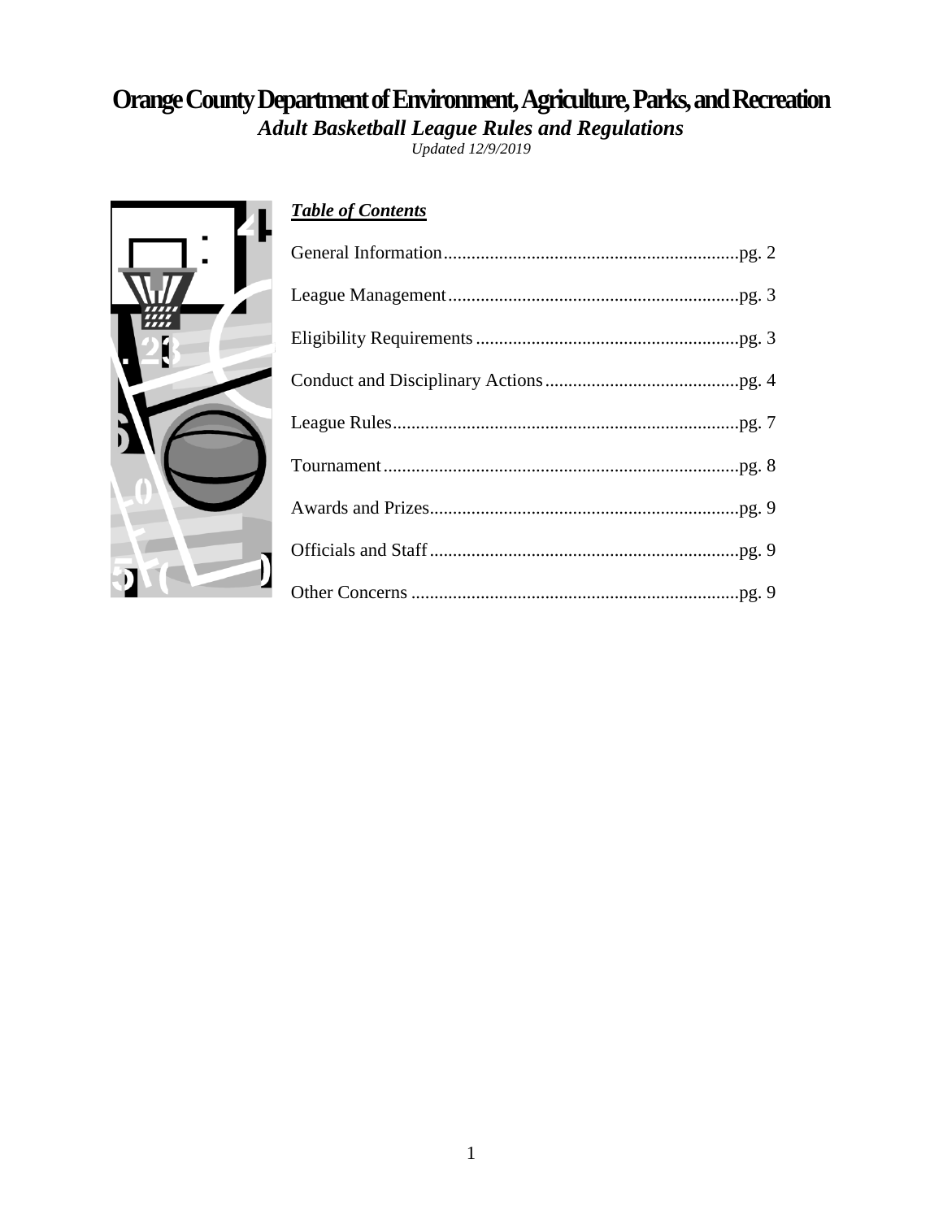# Orange County Department of Environment, Agriculture, Parks, and Recreation

***Adult Basketball League Rules and Regulations***

*Updated 12/9/2019*

***Table of Contents***

General Information....................................................................pg. 2

League Management....................................................................pg. 3

Eligibility Requirements..............................................................pg. 3

Conduct and Disciplinary Actions...............................................pg. 4

League Rules................................................................................pg. 7

Tournament..................................................................................pg. 8

Awards and Prizes........................................................................pg. 9

Officials and Staff........................................................................pg. 9

Other Concerns............................................................................pg. 9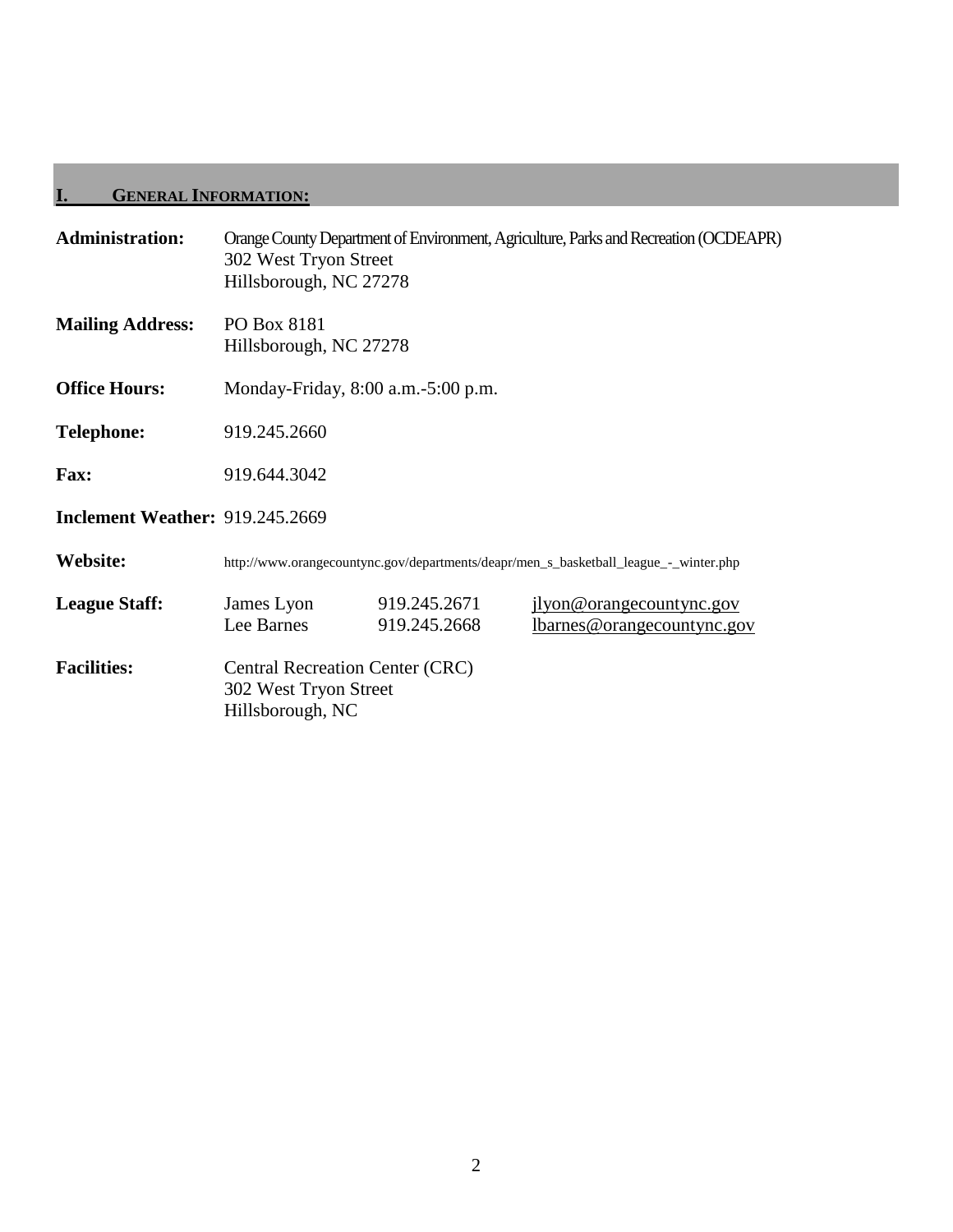## I. GENERAL INFORMATION:

**Administration:** Orange County Department of Environment, Agriculture, Parks and Recreation (OCDEAPR)
302 West Tryon Street
Hillsborough, NC 27278

**Mailing Address:** PO Box 8181
Hillsborough, NC 27278

**Office Hours:** Monday-Friday, 8:00 a.m.-5:00 p.m.

**Telephone:** 919.245.2660

**Fax:** 919.644.3042

**Inclement Weather:** 919.245.2669

**Website:** http://www.orangecountync.gov/departments/deapr/men_s_basketball_league_-_winter.php

**League Staff:**

| | | |
|---|---|---|
| James Lyon | 919.245.2671 | jlyon@orangecountync.gov |
| Lee Barnes | 919.245.2668 | lbarnes@orangecountync.gov |

**Facilities:** Central Recreation Center (CRC)
302 West Tryon Street
Hillsborough, NC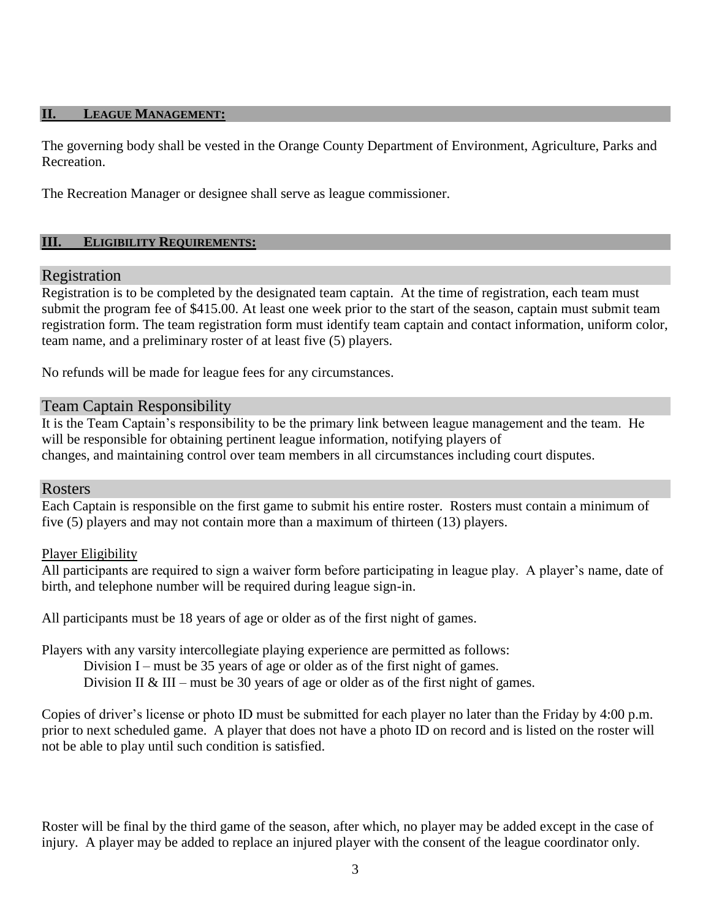## II. LEAGUE MANAGEMENT:

The governing body shall be vested in the Orange County Department of Environment, Agriculture, Parks and Recreation.

The Recreation Manager or designee shall serve as league commissioner.

## III. ELIGIBILITY REQUIREMENTS:

### Registration

Registration is to be completed by the designated team captain. At the time of registration, each team must submit the program fee of $415.00. At least one week prior to the start of the season, captain must submit team registration form. The team registration form must identify team captain and contact information, uniform color, team name, and a preliminary roster of at least five (5) players.

No refunds will be made for league fees for any circumstances.

### Team Captain Responsibility

It is the Team Captain's responsibility to be the primary link between league management and the team. He will be responsible for obtaining pertinent league information, notifying players of changes, and maintaining control over team members in all circumstances including court disputes.

### Rosters

Each Captain is responsible on the first game to submit his entire roster. Rosters must contain a minimum of five (5) players and may not contain more than a maximum of thirteen (13) players.

#### Player Eligibility

All participants are required to sign a waiver form before participating in league play. A player's name, date of birth, and telephone number will be required during league sign-in.

All participants must be 18 years of age or older as of the first night of games.

Players with any varsity intercollegiate playing experience are permitted as follows:

- Division I – must be 35 years of age or older as of the first night of games.
- Division II & III – must be 30 years of age or older as of the first night of games.

Copies of driver's license or photo ID must be submitted for each player no later than the Friday by 4:00 p.m. prior to next scheduled game. A player that does not have a photo ID on record and is listed on the roster will not be able to play until such condition is satisfied.

Roster will be final by the third game of the season, after which, no player may be added except in the case of injury. A player may be added to replace an injured player with the consent of the league coordinator only.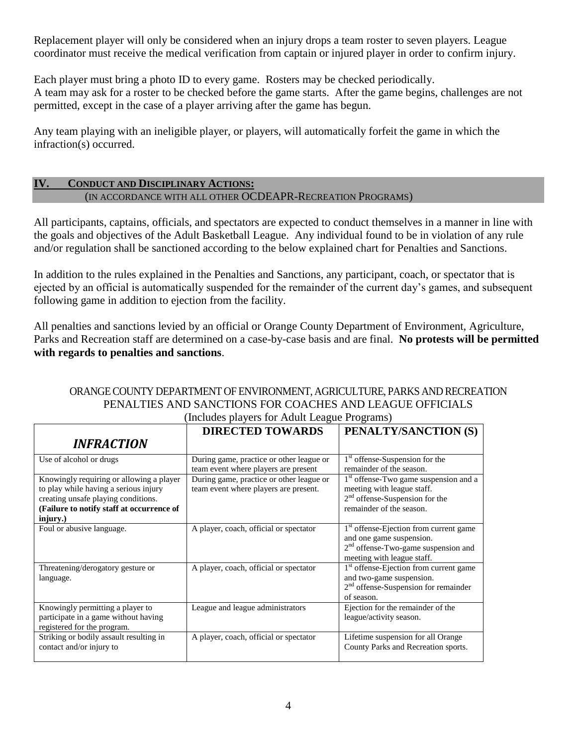Replacement player will only be considered when an injury drops a team roster to seven players. League coordinator must receive the medical verification from captain or injured player in order to confirm injury.

Each player must bring a photo ID to every game. Rosters may be checked periodically.
A team may ask for a roster to be checked before the game starts. After the game begins, challenges are not permitted, except in the case of a player arriving after the game has begun.

Any team playing with an ineligible player, or players, will automatically forfeit the game in which the infraction(s) occurred.

## IV. CONDUCT AND DISCIPLINARY ACTIONS:
(IN ACCORDANCE WITH ALL OTHER OCDEAPR-RECREATION PROGRAMS)

All participants, captains, officials, and spectators are expected to conduct themselves in a manner in line with the goals and objectives of the Adult Basketball League. Any individual found to be in violation of any rule and/or regulation shall be sanctioned according to the below explained chart for Penalties and Sanctions.

In addition to the rules explained in the Penalties and Sanctions, any participant, coach, or spectator that is ejected by an official is automatically suspended for the remainder of the current day's games, and subsequent following game in addition to ejection from the facility.

All penalties and sanctions levied by an official or Orange County Department of Environment, Agriculture, Parks and Recreation staff are determined on a case-by-case basis and are final. **No protests will be permitted with regards to penalties and sanctions**.

ORANGE COUNTY DEPARTMENT OF ENVIRONMENT, AGRICULTURE, PARKS AND RECREATION
PENALTIES AND SANCTIONS FOR COACHES AND LEAGUE OFFICIALS
(Includes players for Adult League Programs)

| *INFRACTION* | DIRECTED TOWARDS | PENALTY/SANCTION (S) |
|---|---|---|
| Use of alcohol or drugs | During game, practice or other league or team event where players are present | 1st offense-Suspension for the remainder of the season. |
| Knowingly requiring or allowing a player to play while having a serious injury creating unsafe playing conditions. **(Failure to notify staff at occurrence of injury.)** | During game, practice or other league or team event where players are present. | 1st offense-Two game suspension and a meeting with league staff.<br>2nd offense-Suspension for the remainder of the season. |
| Foul or abusive language. | A player, coach, official or spectator | 1st offense-Ejection from current game and one game suspension.<br>2nd offense-Two-game suspension and meeting with league staff. |
| Threatening/derogatory gesture or language. | A player, coach, official or spectator | 1st offense-Ejection from current game and two-game suspension.<br>2nd offense-Suspension for remainder of season. |
| Knowingly permitting a player to participate in a game without having registered for the program. | League and league administrators | Ejection for the remainder of the league/activity season. |
| Striking or bodily assault resulting in contact and/or injury to | A player, coach, official or spectator | Lifetime suspension for all Orange County Parks and Recreation sports. |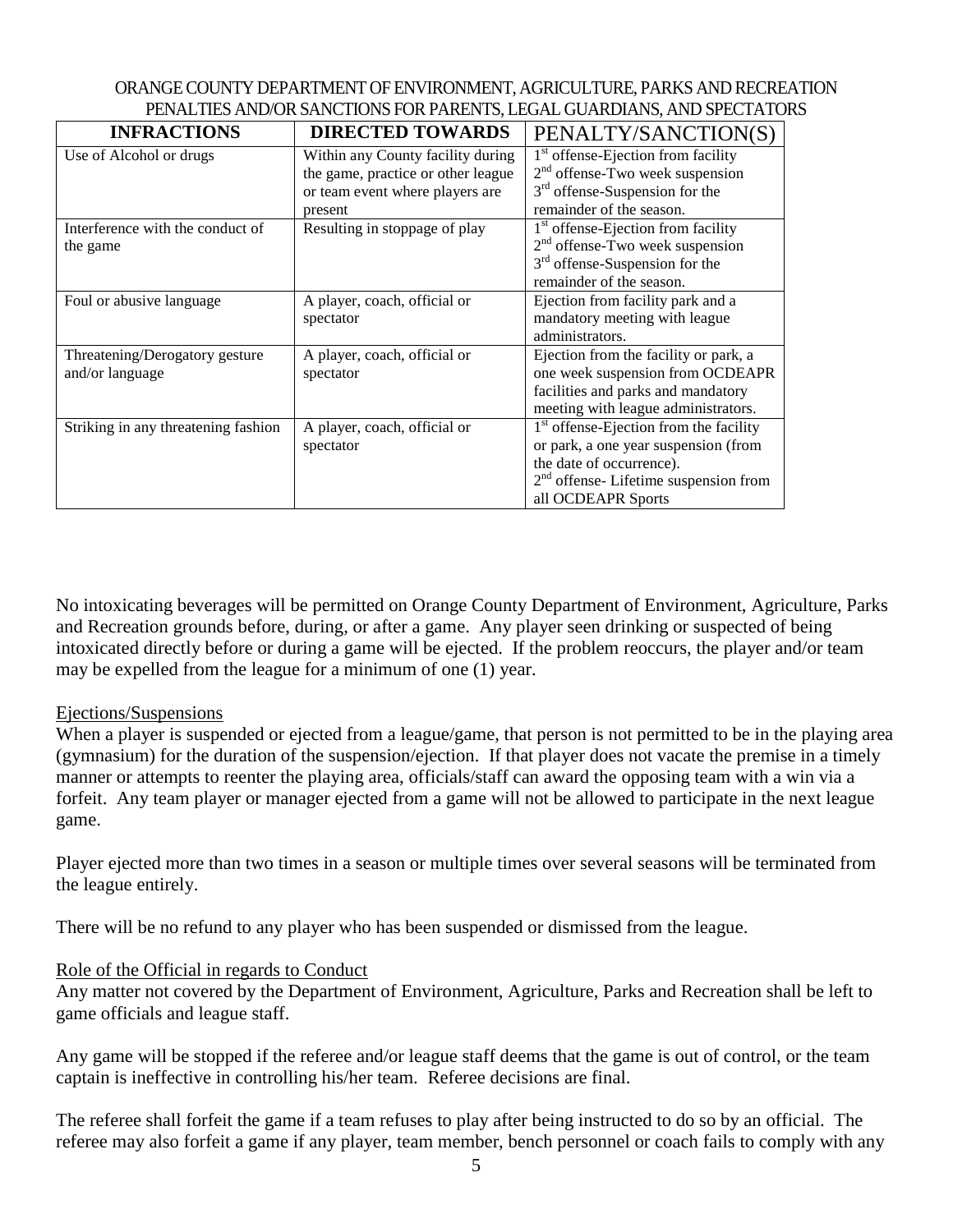ORANGE COUNTY DEPARTMENT OF ENVIRONMENT, AGRICULTURE, PARKS AND RECREATION
PENALTIES AND/OR SANCTIONS FOR PARENTS, LEGAL GUARDIANS, AND SPECTATORS

| INFRACTIONS | DIRECTED TOWARDS | PENALTY/SANCTION(S) |
|---|---|---|
| Use of Alcohol or drugs | Within any County facility during the game, practice or other league or team event where players are present | 1st offense-Ejection from facility<br>2nd offense-Two week suspension<br>3rd offense-Suspension for the remainder of the season. |
| Interference with the conduct of the game | Resulting in stoppage of play | 1st offense-Ejection from facility<br>2nd offense-Two week suspension<br>3rd offense-Suspension for the remainder of the season. |
| Foul or abusive language | A player, coach, official or spectator | Ejection from facility park and a mandatory meeting with league administrators. |
| Threatening/Derogatory gesture and/or language | A player, coach, official or spectator | Ejection from the facility or park, a one week suspension from OCDEAPR facilities and parks and mandatory meeting with league administrators. |
| Striking in any threatening fashion | A player, coach, official or spectator | 1st offense-Ejection from the facility or park, a one year suspension (from the date of occurrence).<br>2nd offense- Lifetime suspension from all OCDEAPR Sports |

No intoxicating beverages will be permitted on Orange County Department of Environment, Agriculture, Parks and Recreation grounds before, during, or after a game. Any player seen drinking or suspected of being intoxicated directly before or during a game will be ejected. If the problem reoccurs, the player and/or team may be expelled from the league for a minimum of one (1) year.

## Ejections/Suspensions

When a player is suspended or ejected from a league/game, that person is not permitted to be in the playing area (gymnasium) for the duration of the suspension/ejection. If that player does not vacate the premise in a timely manner or attempts to reenter the playing area, officials/staff can award the opposing team with a win via a forfeit. Any team player or manager ejected from a game will not be allowed to participate in the next league game.

Player ejected more than two times in a season or multiple times over several seasons will be terminated from the league entirely.

There will be no refund to any player who has been suspended or dismissed from the league.

## Role of the Official in regards to Conduct

Any matter not covered by the Department of Environment, Agriculture, Parks and Recreation shall be left to game officials and league staff.

Any game will be stopped if the referee and/or league staff deems that the game is out of control, or the team captain is ineffective in controlling his/her team. Referee decisions are final.

The referee shall forfeit the game if a team refuses to play after being instructed to do so by an official. The referee may also forfeit a game if any player, team member, bench personnel or coach fails to comply with any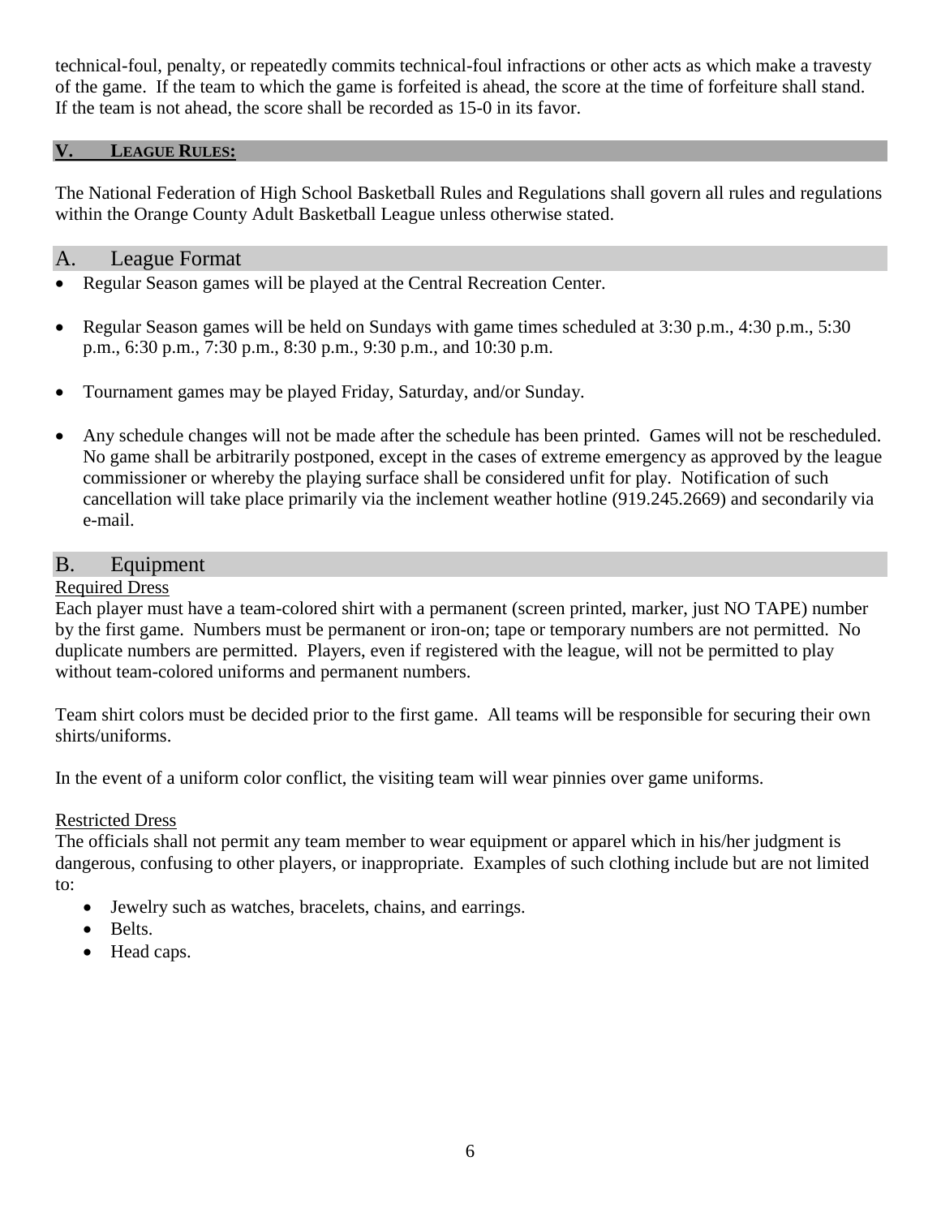technical-foul, penalty, or repeatedly commits technical-foul infractions or other acts as which make a travesty of the game. If the team to which the game is forfeited is ahead, the score at the time of forfeiture shall stand. If the team is not ahead, the score shall be recorded as 15-0 in its favor.

## V. LEAGUE RULES:

The National Federation of High School Basketball Rules and Regulations shall govern all rules and regulations within the Orange County Adult Basketball League unless otherwise stated.

### A. League Format

- Regular Season games will be played at the Central Recreation Center.
- Regular Season games will be held on Sundays with game times scheduled at 3:30 p.m., 4:30 p.m., 5:30 p.m., 6:30 p.m., 7:30 p.m., 8:30 p.m., 9:30 p.m., and 10:30 p.m.
- Tournament games may be played Friday, Saturday, and/or Sunday.
- Any schedule changes will not be made after the schedule has been printed. Games will not be rescheduled. No game shall be arbitrarily postponed, except in the cases of extreme emergency as approved by the league commissioner or whereby the playing surface shall be considered unfit for play. Notification of such cancellation will take place primarily via the inclement weather hotline (919.245.2669) and secondarily via e-mail.

### B. Equipment

Required Dress

Each player must have a team-colored shirt with a permanent (screen printed, marker, just NO TAPE) number by the first game. Numbers must be permanent or iron-on; tape or temporary numbers are not permitted. No duplicate numbers are permitted. Players, even if registered with the league, will not be permitted to play without team-colored uniforms and permanent numbers.

Team shirt colors must be decided prior to the first game. All teams will be responsible for securing their own shirts/uniforms.

In the event of a uniform color conflict, the visiting team will wear pinnies over game uniforms.

Restricted Dress

The officials shall not permit any team member to wear equipment or apparel which in his/her judgment is dangerous, confusing to other players, or inappropriate. Examples of such clothing include but are not limited to:

- Jewelry such as watches, bracelets, chains, and earrings.
- Belts.
- Head caps.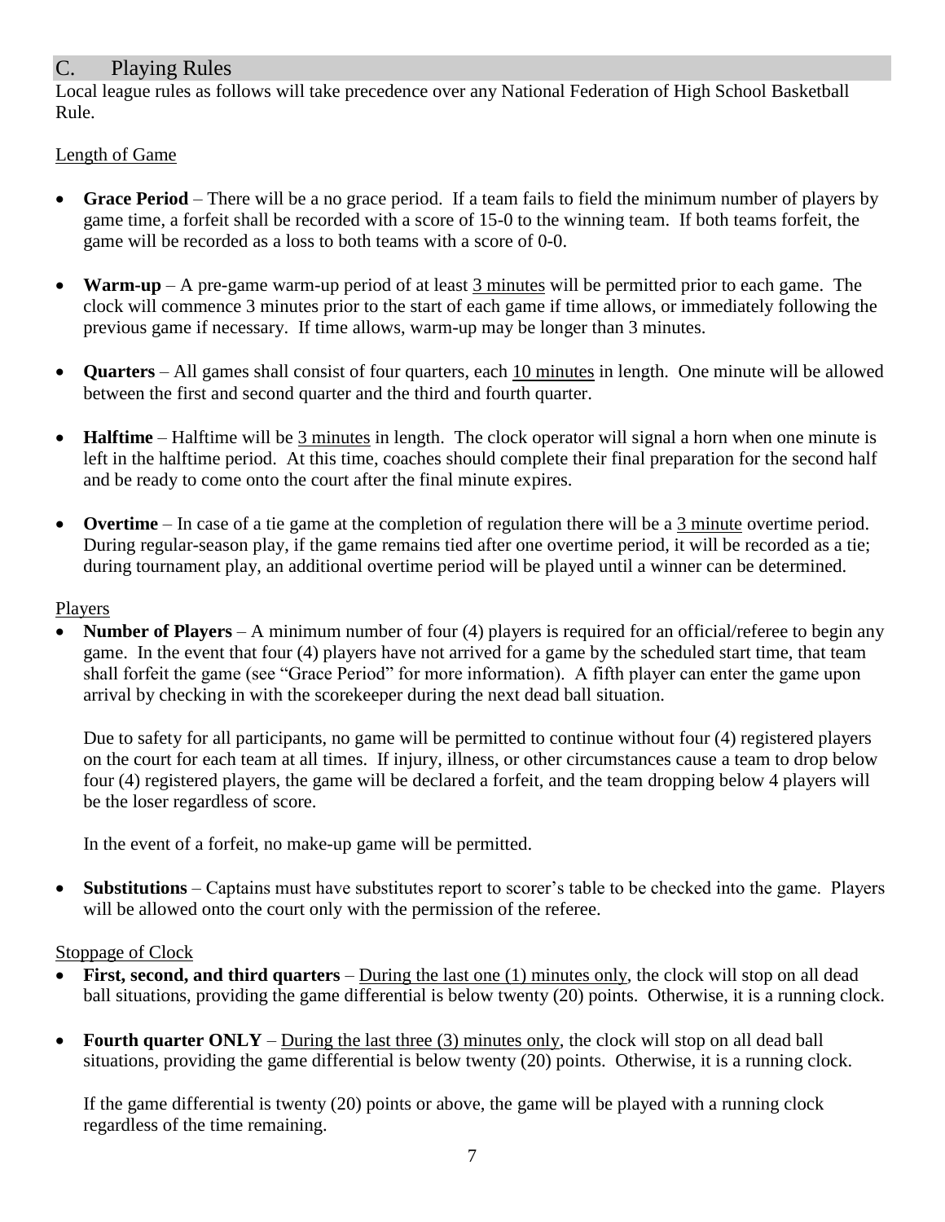## C. Playing Rules

Local league rules as follows will take precedence over any National Federation of High School Basketball Rule.

### Length of Game

- **Grace Period** – There will be a no grace period. If a team fails to field the minimum number of players by game time, a forfeit shall be recorded with a score of 15-0 to the winning team. If both teams forfeit, the game will be recorded as a loss to both teams with a score of 0-0.

- **Warm-up** – A pre-game warm-up period of at least 3 minutes will be permitted prior to each game. The clock will commence 3 minutes prior to the start of each game if time allows, or immediately following the previous game if necessary. If time allows, warm-up may be longer than 3 minutes.

- **Quarters** – All games shall consist of four quarters, each 10 minutes in length. One minute will be allowed between the first and second quarter and the third and fourth quarter.

- **Halftime** – Halftime will be 3 minutes in length. The clock operator will signal a horn when one minute is left in the halftime period. At this time, coaches should complete their final preparation for the second half and be ready to come onto the court after the final minute expires.

- **Overtime** – In case of a tie game at the completion of regulation there will be a 3 minute overtime period. During regular-season play, if the game remains tied after one overtime period, it will be recorded as a tie; during tournament play, an additional overtime period will be played until a winner can be determined.

### Players

- **Number of Players** – A minimum number of four (4) players is required for an official/referee to begin any game. In the event that four (4) players have not arrived for a game by the scheduled start time, that team shall forfeit the game (see "Grace Period" for more information). A fifth player can enter the game upon arrival by checking in with the scorekeeper during the next dead ball situation.

  Due to safety for all participants, no game will be permitted to continue without four (4) registered players on the court for each team at all times. If injury, illness, or other circumstances cause a team to drop below four (4) registered players, the game will be declared a forfeit, and the team dropping below 4 players will be the loser regardless of score.

  In the event of a forfeit, no make-up game will be permitted.

- **Substitutions** – Captains must have substitutes report to scorer's table to be checked into the game. Players will be allowed onto the court only with the permission of the referee.

### Stoppage of Clock

- **First, second, and third quarters** – During the last one (1) minutes only, the clock will stop on all dead ball situations, providing the game differential is below twenty (20) points. Otherwise, it is a running clock.

- **Fourth quarter ONLY** – During the last three (3) minutes only, the clock will stop on all dead ball situations, providing the game differential is below twenty (20) points. Otherwise, it is a running clock.

  If the game differential is twenty (20) points or above, the game will be played with a running clock regardless of the time remaining.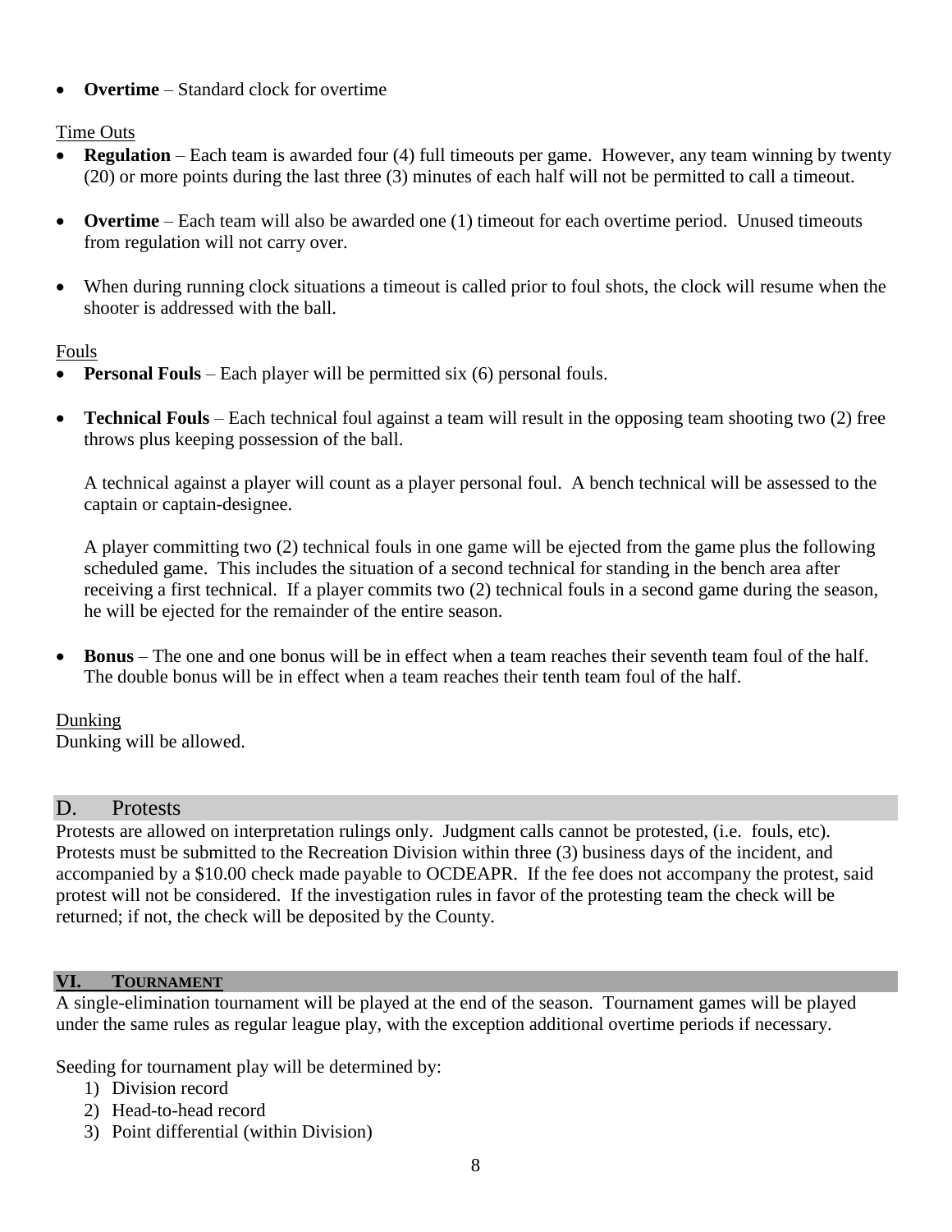- **Overtime** – Standard clock for overtime

Time Outs

- **Regulation** – Each team is awarded four (4) full timeouts per game. However, any team winning by twenty (20) or more points during the last three (3) minutes of each half will not be permitted to call a timeout.
- **Overtime** – Each team will also be awarded one (1) timeout for each overtime period. Unused timeouts from regulation will not carry over.
- When during running clock situations a timeout is called prior to foul shots, the clock will resume when the shooter is addressed with the ball.

Fouls

- **Personal Fouls** – Each player will be permitted six (6) personal fouls.
- **Technical Fouls** – Each technical foul against a team will result in the opposing team shooting two (2) free throws plus keeping possession of the ball.

  A technical against a player will count as a player personal foul. A bench technical will be assessed to the captain or captain-designee.

  A player committing two (2) technical fouls in one game will be ejected from the game plus the following scheduled game. This includes the situation of a second technical for standing in the bench area after receiving a first technical. If a player commits two (2) technical fouls in a second game during the season, he will be ejected for the remainder of the entire season.

- **Bonus** – The one and one bonus will be in effect when a team reaches their seventh team foul of the half. The double bonus will be in effect when a team reaches their tenth team foul of the half.

Dunking

Dunking will be allowed.

## D. Protests

Protests are allowed on interpretation rulings only. Judgment calls cannot be protested, (i.e. fouls, etc). Protests must be submitted to the Recreation Division within three (3) business days of the incident, and accompanied by a $10.00 check made payable to OCDEAPR. If the fee does not accompany the protest, said protest will not be considered. If the investigation rules in favor of the protesting team the check will be returned; if not, the check will be deposited by the County.

## VI. TOURNAMENT

A single-elimination tournament will be played at the end of the season. Tournament games will be played under the same rules as regular league play, with the exception additional overtime periods if necessary.

Seeding for tournament play will be determined by:

1) Division record
2) Head-to-head record
3) Point differential (within Division)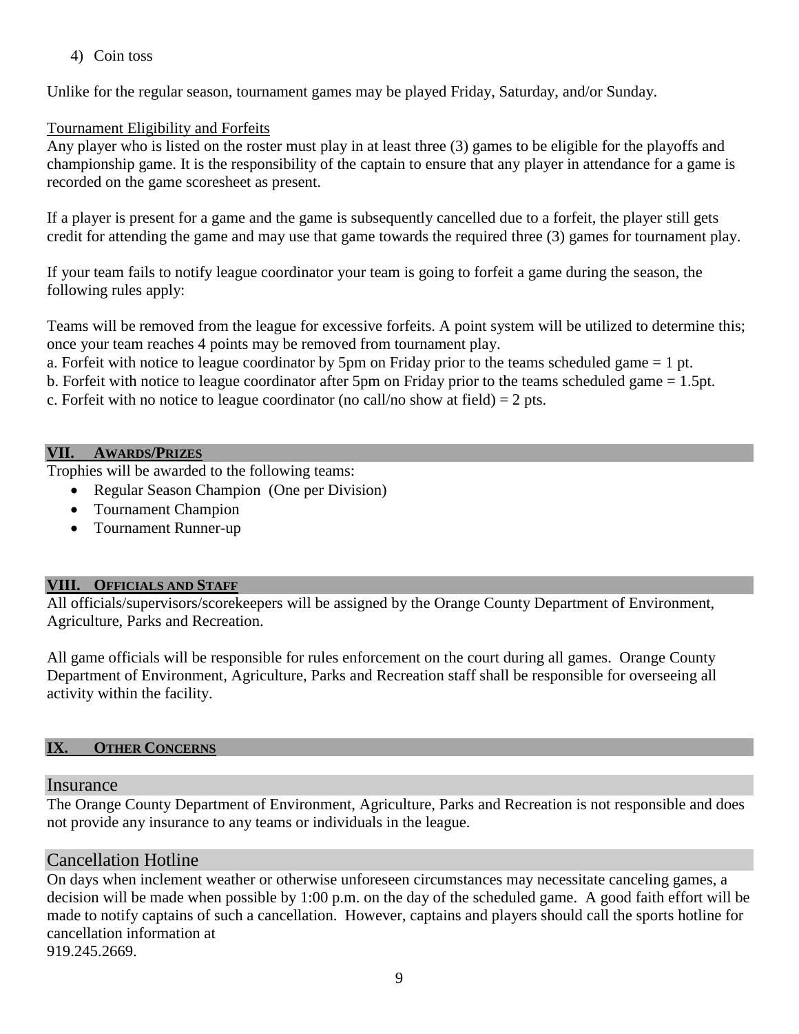4) Coin toss

Unlike for the regular season, tournament games may be played Friday, Saturday, and/or Sunday.

Tournament Eligibility and Forfeits

Any player who is listed on the roster must play in at least three (3) games to be eligible for the playoffs and championship game. It is the responsibility of the captain to ensure that any player in attendance for a game is recorded on the game scoresheet as present.

If a player is present for a game and the game is subsequently cancelled due to a forfeit, the player still gets credit for attending the game and may use that game towards the required three (3) games for tournament play.

If your team fails to notify league coordinator your team is going to forfeit a game during the season, the following rules apply:

Teams will be removed from the league for excessive forfeits. A point system will be utilized to determine this; once your team reaches 4 points may be removed from tournament play.

a. Forfeit with notice to league coordinator by 5pm on Friday prior to the teams scheduled game = 1 pt.
b. Forfeit with notice to league coordinator after 5pm on Friday prior to the teams scheduled game = 1.5pt.
c. Forfeit with no notice to league coordinator (no call/no show at field) = 2 pts.

## VII. Awards/Prizes

Trophies will be awarded to the following teams:

- Regular Season Champion (One per Division)
- Tournament Champion
- Tournament Runner-up

## VIII. Officials and Staff

All officials/supervisors/scorekeepers will be assigned by the Orange County Department of Environment, Agriculture, Parks and Recreation.

All game officials will be responsible for rules enforcement on the court during all games. Orange County Department of Environment, Agriculture, Parks and Recreation staff shall be responsible for overseeing all activity within the facility.

## IX. Other Concerns

### Insurance

The Orange County Department of Environment, Agriculture, Parks and Recreation is not responsible and does not provide any insurance to any teams or individuals in the league.

### Cancellation Hotline

On days when inclement weather or otherwise unforeseen circumstances may necessitate canceling games, a decision will be made when possible by 1:00 p.m. on the day of the scheduled game. A good faith effort will be made to notify captains of such a cancellation. However, captains and players should call the sports hotline for cancellation information at
919.245.2669.